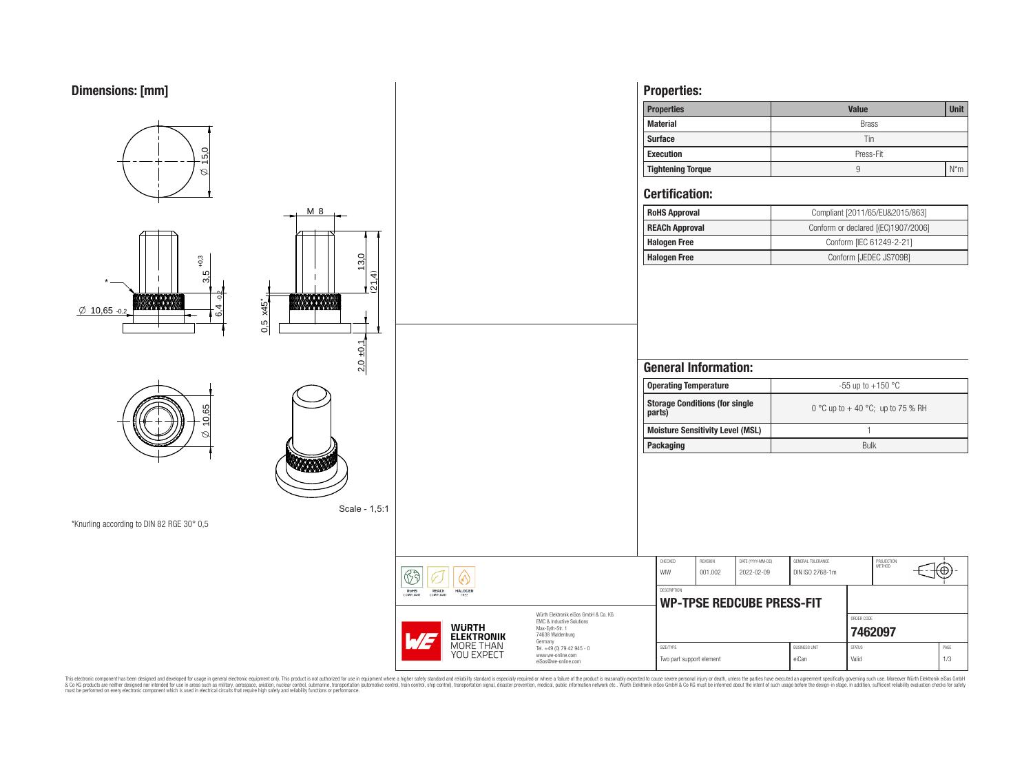## Dimensions: [mm]

Ø 15,0

M 8

Ø 10,65 -0,2

3,5 +0,3

6,4 -0,2

0,5 x45°

13,0

(21,4)

2,0 ±0,1

Ø 10,65

Scale - 1,5:1

*Knurling according to DIN 82 RGE 30° 0,5

## Properties:

| Properties | Value | Unit |
|---|---|---|
| Material | Brass | |
| Surface | Tin | |
| Execution | Press-Fit | |
| Tightening Torque | 9 | N*m |

## Certification:

| | |
|---|---|
| RoHS Approval | Compliant [2011/65/EU&2015/863] |
| REACh Approval | Conform or declared [(EC)1907/2006] |
| Halogen Free | Conform [IEC 61249-2-21] |
| Halogen Free | Conform [JEDEC JS709B] |

## General Information:

| | |
|---|---|
| Operating Temperature | -55 up to +150 °C |
| Storage Conditions (for single parts) | 0 °C up to + 40 °C; up to 75 % RH |
| Moisture Sensitivity Level (MSL) | 1 |
| Packaging | Bulk |

| CHECKED | REVISION | DATE (YYYY-MM-DD) | GENERAL TOLERANCE | PROJECTION METHOD |
|---|---|---|---|---|
| WIW | 001.002 | 2022-02-09 | DIN ISO 2768-1m | |

DESCRIPTION

**WP-TPSE REDCUBE PRESS-FIT**

ORDER CODE

**7462097**

| SIZE/TYPE | BUSINESS UNIT | STATUS | PAGE |
|---|---|---|---|
| Two part support element | eiCan | Valid | 1/3 |

RoHS COMPLIANT · REACh COMPLIANT · HALOGEN FREE

WÜRTH ELEKTRONIK MORE THAN YOU EXPECT

Würth Elektronik eiSos GmbH & Co. KG
EMC & Inductive Solutions
Max-Eyth-Str. 1
74638 Waldenburg
Germany
Tel. +49 (0) 79 42 945 - 0
www.we-online.com
eiSos@we-online.com

This electronic component has been designed and developed for usage in general electronic equipment only. This product is not authorized for use in equipment where a higher safety standard and reliability standard is especially required or where a failure of the product is reasonably expected to cause severe personal injury or death, unless the parties have executed an agreement specifically governing such use. Moreover Würth Elektronik eiSos GmbH & Co KG products are neither designed nor intended for use in areas such as military, aerospace, aviation, nuclear control, submarine, transportation (automotive control, train control, ship control), transportation signal, disaster prevention, medical, public information network etc.. Würth Elektronik eiSos GmbH & Co KG must be informed about the intent of such usage before the design-in stage. In addition, sufficient reliability evaluation checks for safety must be performed on every electronic component which is used in electrical circuits that require high safety and reliability functions or performance.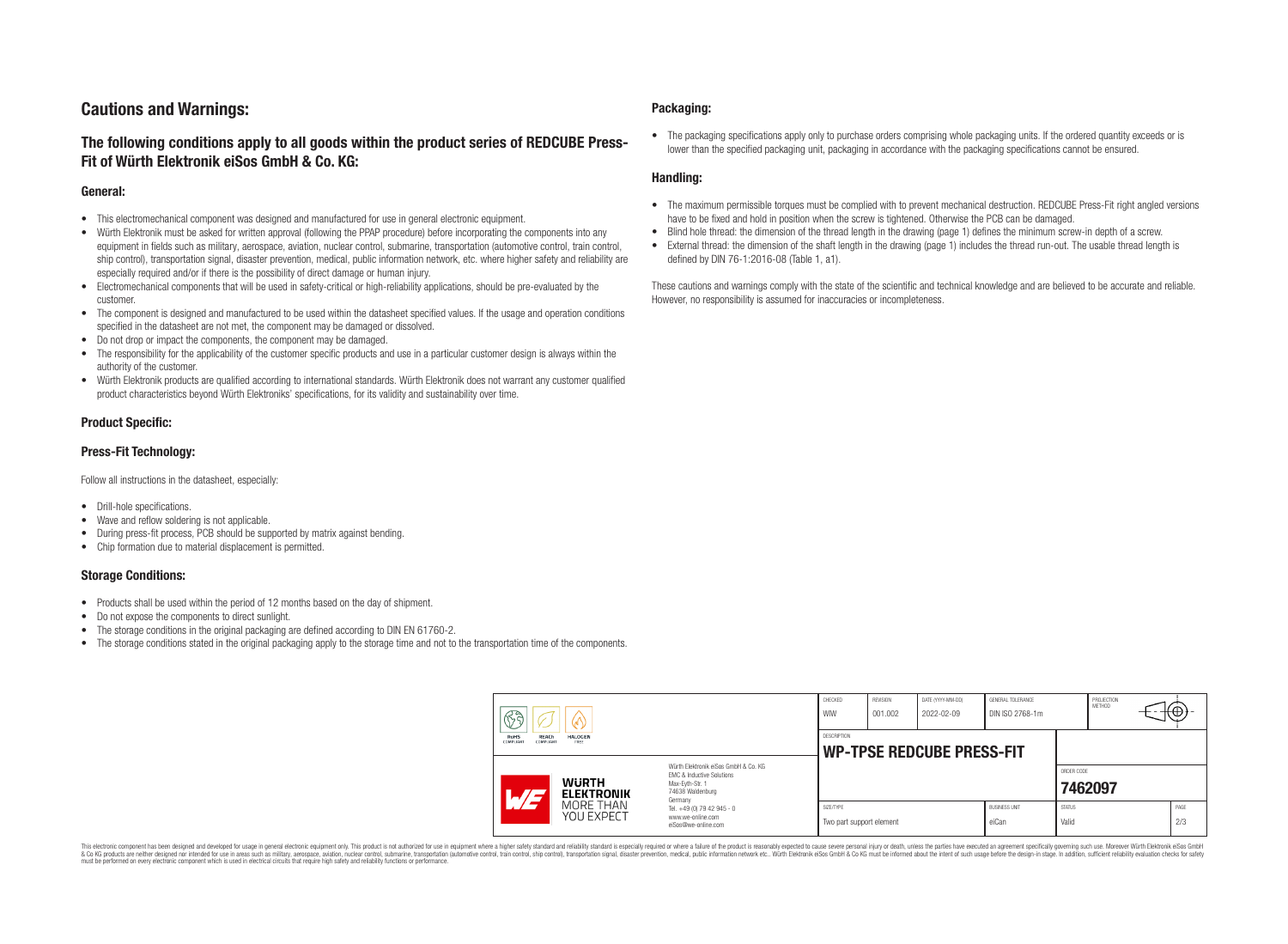# Cautions and Warnings:

## The following conditions apply to all goods within the product series of REDCUBE Press-Fit of Würth Elektronik eiSos GmbH & Co. KG:

### General:

- This electromechanical component was designed and manufactured for use in general electronic equipment.
- Würth Elektronik must be asked for written approval (following the PPAP procedure) before incorporating the components into any equipment in fields such as military, aerospace, aviation, nuclear control, submarine, transportation (automotive control, train control, ship control), transportation signal, disaster prevention, medical, public information network, etc. where higher safety and reliability are especially required and/or if there is the possibility of direct damage or human injury.
- Electromechanical components that will be used in safety-critical or high-reliability applications, should be pre-evaluated by the customer.
- The component is designed and manufactured to be used within the datasheet specified values. If the usage and operation conditions specified in the datasheet are not met, the component may be damaged or dissolved.
- Do not drop or impact the components, the component may be damaged.
- The responsibility for the applicability of the customer specific products and use in a particular customer design is always within the authority of the customer.
- Würth Elektronik products are qualified according to international standards. Würth Elektronik does not warrant any customer qualified product characteristics beyond Würth Elektroniks' specifications, for its validity and sustainability over time.

### Product Specific:

### Press-Fit Technology:

Follow all instructions in the datasheet, especially:

- Drill-hole specifications.
- Wave and reflow soldering is not applicable.
- During press-fit process, PCB should be supported by matrix against bending.
- Chip formation due to material displacement is permitted.

### Storage Conditions:

- Products shall be used within the period of 12 months based on the day of shipment.
- Do not expose the components to direct sunlight.
- The storage conditions in the original packaging are defined according to DIN EN 61760-2.
- The storage conditions stated in the original packaging apply to the storage time and not to the transportation time of the components.

### Packaging:

- The packaging specifications apply only to purchase orders comprising whole packaging units. If the ordered quantity exceeds or is lower than the specified packaging unit, packaging in accordance with the packaging specifications cannot be ensured.

### Handling:

- The maximum permissible torques must be complied with to prevent mechanical destruction. REDCUBE Press-Fit right angled versions have to be fixed and hold in position when the screw is tightened. Otherwise the PCB can be damaged.
- Blind hole thread: the dimension of the thread length in the drawing (page 1) defines the minimum screw-in depth of a screw.
- External thread: the dimension of the shaft length in the drawing (page 1) includes the thread run-out. The usable thread length is defined by DIN 76-1:2016-08 (Table 1, a1).

These cautions and warnings comply with the state of the scientific and technical knowledge and are believed to be accurate and reliable. However, no responsibility is assumed for inaccuracies or incompleteness.

| CHECKED | REVISION | DATE (YYYY-MM-DD) | GENERAL TOLERANCE | PROJECTION METHOD |
|---|---|---|---|---|
| WIW | 001.002 | 2022-02-09 | DIN ISO 2768-1m | |

DESCRIPTION: **WP-TPSE REDCUBE PRESS-FIT**

ORDER CODE: **7462097**

| SIZE/TYPE | BUSINESS UNIT | STATUS | PAGE |
|---|---|---|---|
| Two part support element | eiCan | Valid | 2/3 |

Würth Elektronik eiSos GmbH & Co. KG
EMC & Inductive Solutions
Max-Eyth-Str. 1
74638 Waldenburg
Germany
Tel. +49 (0) 79 42 945 - 0
www.we-online.com
eiSos@we-online.com

This electronic component has been designed and developed for usage in general electronic equipment only. This product is not authorized for use in equipment where a higher safety standard and reliability standard is especially required or where a failure of the product is reasonably expected to cause severe personal injury or death, unless the parties have executed an agreement specifically governing such use. Moreover Würth Elektronik eiSos GmbH & Co KG products are neither designed nor intended for use in areas such as military, aerospace, aviation, nuclear control, submarine, transportation (automotive control, train control, ship control), transportation signal, disaster prevention, medical, public information network etc.. Würth Elektronik eiSos GmbH & Co KG must be informed about the intent of such usage before the design-in stage. In addition, sufficient reliability evaluation checks for safety must be performed on every electronic component which is used in electrical circuits that require high safety and reliability functions or performance.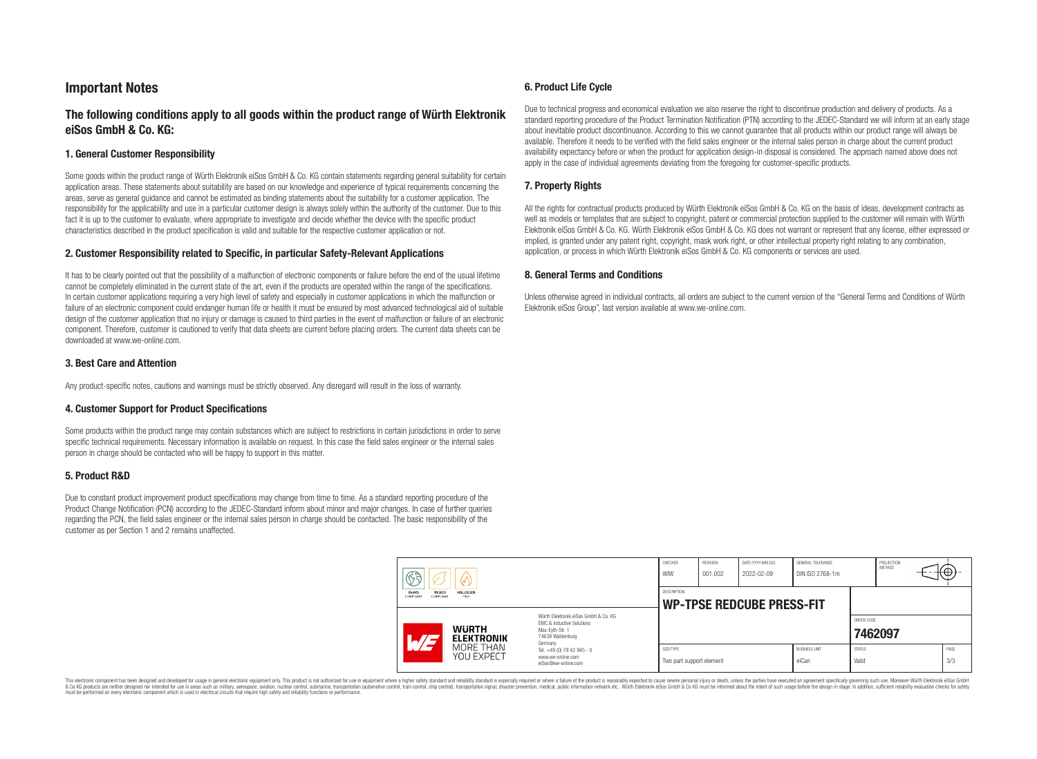# Important Notes

## The following conditions apply to all goods within the product range of Würth Elektronik eiSos GmbH & Co. KG:

### 1. General Customer Responsibility

Some goods within the product range of Würth Elektronik eiSos GmbH & Co. KG contain statements regarding general suitability for certain application areas. These statements about suitability are based on our knowledge and experience of typical requirements concerning the areas, serve as general guidance and cannot be estimated as binding statements about the suitability for a customer application. The responsibility for the applicability and use in a particular customer design is always solely within the authority of the customer. Due to this fact it is up to the customer to evaluate, where appropriate to investigate and decide whether the device with the specific product characteristics described in the product specification is valid and suitable for the respective customer application or not.

### 2. Customer Responsibility related to Specific, in particular Safety-Relevant Applications

It has to be clearly pointed out that the possibility of a malfunction of electronic components or failure before the end of the usual lifetime cannot be completely eliminated in the current state of the art, even if the products are operated within the range of the specifications. In certain customer applications requiring a very high level of safety and especially in customer applications in which the malfunction or failure of an electronic component could endanger human life or health it must be ensured by most advanced technological aid of suitable design of the customer application that no injury or damage is caused to third parties in the event of malfunction or failure of an electronic component. Therefore, customer is cautioned to verify that data sheets are current before placing orders. The current data sheets can be downloaded at www.we-online.com.

### 3. Best Care and Attention

Any product-specific notes, cautions and warnings must be strictly observed. Any disregard will result in the loss of warranty.

### 4. Customer Support for Product Specifications

Some products within the product range may contain substances which are subject to restrictions in certain jurisdictions in order to serve specific technical requirements. Necessary information is available on request. In this case the field sales engineer or the internal sales person in charge should be contacted who will be happy to support in this matter.

### 5. Product R&D

Due to constant product improvement product specifications may change from time to time. As a standard reporting procedure of the Product Change Notification (PCN) according to the JEDEC-Standard inform about minor and major changes. In case of further queries regarding the PCN, the field sales engineer or the internal sales person in charge should be contacted. The basic responsibility of the customer as per Section 1 and 2 remains unaffected.

### 6. Product Life Cycle

Due to technical progress and economical evaluation we also reserve the right to discontinue production and delivery of products. As a standard reporting procedure of the Product Termination Notification (PTN) according to the JEDEC-Standard we will inform at an early stage about inevitable product discontinuance. According to this we cannot guarantee that all products within our product range will always be available. Therefore it needs to be verified with the field sales engineer or the internal sales person in charge about the current product availability expectancy before or when the product for application design-in disposal is considered. The approach named above does not apply in the case of individual agreements deviating from the foregoing for customer-specific products.

### 7. Property Rights

All the rights for contractual products produced by Würth Elektronik eiSos GmbH & Co. KG on the basis of ideas, development contracts as well as models or templates that are subject to copyright, patent or commercial protection supplied to the customer will remain with Würth Elektronik eiSos GmbH & Co. KG. Würth Elektronik eiSos GmbH & Co. KG does not warrant or represent that any license, either expressed or implied, is granted under any patent right, copyright, mask work right, or other intellectual property right relating to any combination, application, or process in which Würth Elektronik eiSos GmbH & Co. KG components or services are used.

### 8. General Terms and Conditions

Unless otherwise agreed in individual contracts, all orders are subject to the current version of the "General Terms and Conditions of Würth Elektronik eiSos Group", last version available at www.we-online.com.

| CHECKED | REVISION | DATE (YYYY-MM-DD) | GENERAL TOLERANCE | PROJECTION METHOD |
|---|---|---|---|---|
| WIW | 001.002 | 2022-02-09 | DIN ISO 2768-1m | |

DESCRIPTION: **WP-TPSE REDCUBE PRESS-FIT**

ORDER CODE: **7462097**

| SIZE/TYPE | BUSINESS UNIT | STATUS | PAGE |
|---|---|---|---|
| Two part support element | eiCan | Valid | 3/3 |

Würth Elektronik eiSos GmbH & Co. KG
EMC & Inductive Solutions
Max-Eyth-Str. 1
74638 Waldenburg
Germany
Tel. +49 (0) 79 42 945 - 0
www.we-online.com
eiSos@we-online.com

This electronic component has been designed and developed for usage in general electronic equipment only. This product is not authorized for use in equipment where a higher safety standard and reliability standard is especially required or where a failure of the product is reasonably expected to cause severe personal injury or death, unless the parties have executed an agreement specifically governing such use. Moreover Würth Elektronik eiSos GmbH & Co KG products are neither designed nor intended for use in areas such as military, aerospace, aviation, nuclear control, submarine, transportation (automotive control, train control, ship control), transportation signal, disaster prevention, medical, public information network etc.. Würth Elektronik eiSos GmbH & Co KG must be informed about the intent of such usage before the design-in stage. In addition, sufficient reliability evaluation checks for safety must be performed on every electronic component which is used in electrical circuits that require high safety and reliability functions or performance.